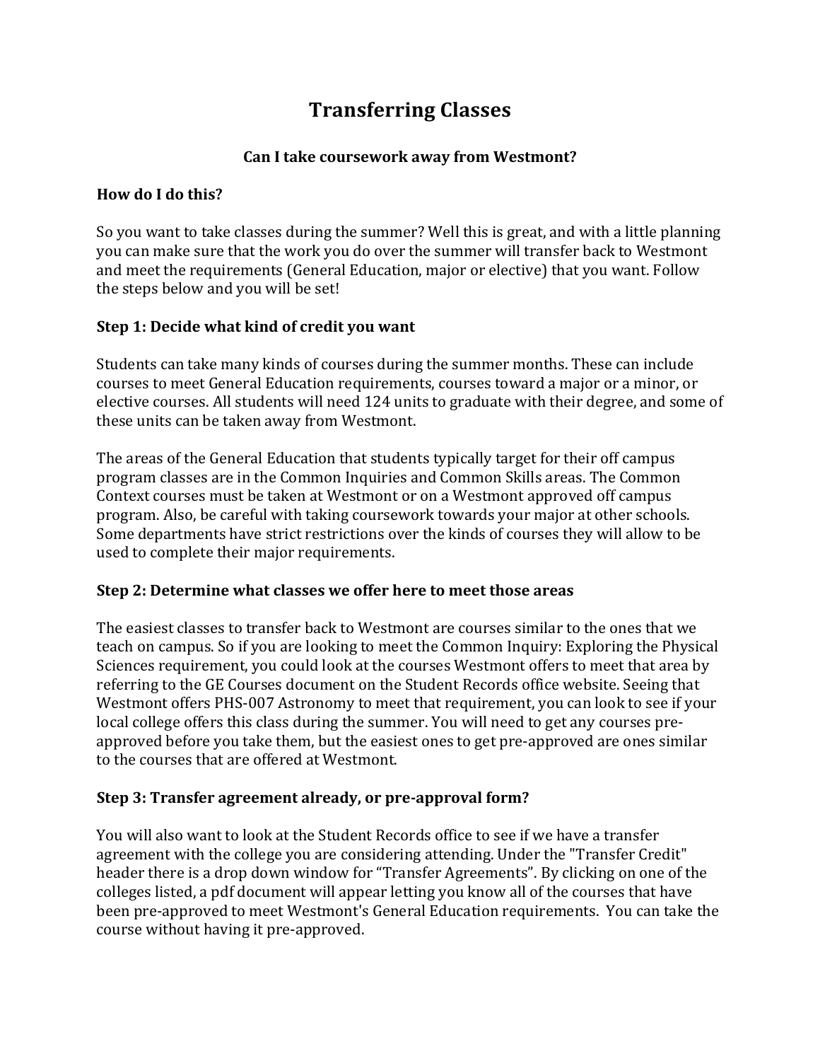# Transferring Classes

## Can I take coursework away from Westmont?

### How do I do this?

So you want to take classes during the summer? Well this is great, and with a little planning you can make sure that the work you do over the summer will transfer back to Westmont and meet the requirements (General Education, major or elective) that you want. Follow the steps below and you will be set!

### Step 1: Decide what kind of credit you want

Students can take many kinds of courses during the summer months. These can include courses to meet General Education requirements, courses toward a major or a minor, or elective courses. All students will need 124 units to graduate with their degree, and some of these units can be taken away from Westmont.

The areas of the General Education that students typically target for their off campus program classes are in the Common Inquiries and Common Skills areas. The Common Context courses must be taken at Westmont or on a Westmont approved off campus program. Also, be careful with taking coursework towards your major at other schools. Some departments have strict restrictions over the kinds of courses they will allow to be used to complete their major requirements.

### Step 2: Determine what classes we offer here to meet those areas

The easiest classes to transfer back to Westmont are courses similar to the ones that we teach on campus. So if you are looking to meet the Common Inquiry: Exploring the Physical Sciences requirement, you could look at the courses Westmont offers to meet that area by referring to the GE Courses document on the Student Records office website. Seeing that Westmont offers PHS-007 Astronomy to meet that requirement, you can look to see if your local college offers this class during the summer. You will need to get any courses pre-approved before you take them, but the easiest ones to get pre-approved are ones similar to the courses that are offered at Westmont.

### Step 3: Transfer agreement already, or pre-approval form?

You will also want to look at the Student Records office to see if we have a transfer agreement with the college you are considering attending. Under the "Transfer Credit" header there is a drop down window for "Transfer Agreements". By clicking on one of the colleges listed, a pdf document will appear letting you know all of the courses that have been pre-approved to meet Westmont's General Education requirements. You can take the course without having it pre-approved.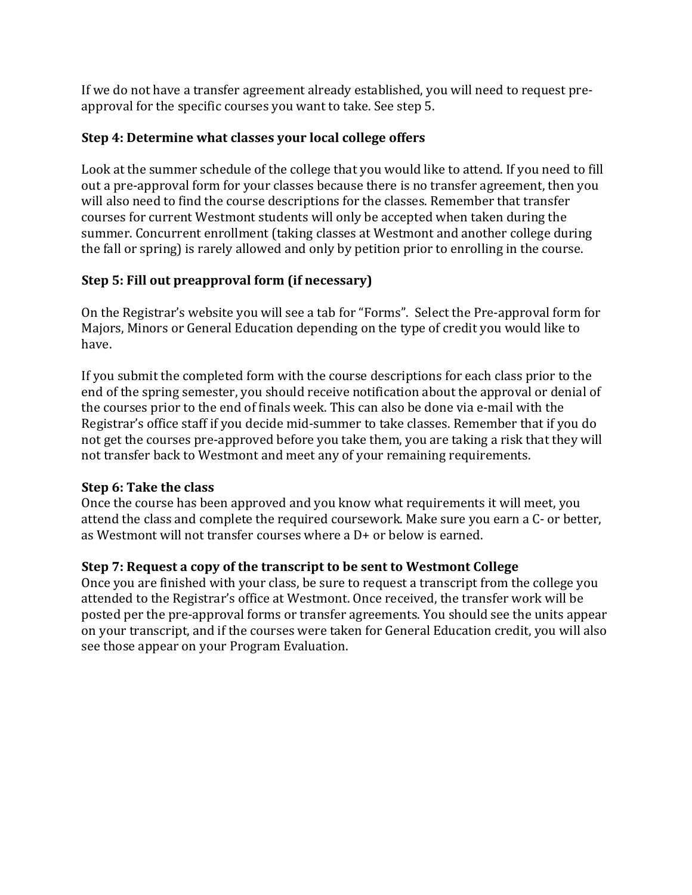If we do not have a transfer agreement already established, you will need to request pre-approval for the specific courses you want to take. See step 5.

### Step 4: Determine what classes your local college offers

Look at the summer schedule of the college that you would like to attend. If you need to fill out a pre-approval form for your classes because there is no transfer agreement, then you will also need to find the course descriptions for the classes. Remember that transfer courses for current Westmont students will only be accepted when taken during the summer. Concurrent enrollment (taking classes at Westmont and another college during the fall or spring) is rarely allowed and only by petition prior to enrolling in the course.

### Step 5: Fill out preapproval form (if necessary)

On the Registrar's website you will see a tab for "Forms". Select the Pre-approval form for Majors, Minors or General Education depending on the type of credit you would like to have.

If you submit the completed form with the course descriptions for each class prior to the end of the spring semester, you should receive notification about the approval or denial of the courses prior to the end of finals week. This can also be done via e-mail with the Registrar's office staff if you decide mid-summer to take classes. Remember that if you do not get the courses pre-approved before you take them, you are taking a risk that they will not transfer back to Westmont and meet any of your remaining requirements.

### Step 6: Take the class

Once the course has been approved and you know what requirements it will meet, you attend the class and complete the required coursework. Make sure you earn a C- or better, as Westmont will not transfer courses where a D+ or below is earned.

### Step 7: Request a copy of the transcript to be sent to Westmont College

Once you are finished with your class, be sure to request a transcript from the college you attended to the Registrar's office at Westmont. Once received, the transfer work will be posted per the pre-approval forms or transfer agreements. You should see the units appear on your transcript, and if the courses were taken for General Education credit, you will also see those appear on your Program Evaluation.